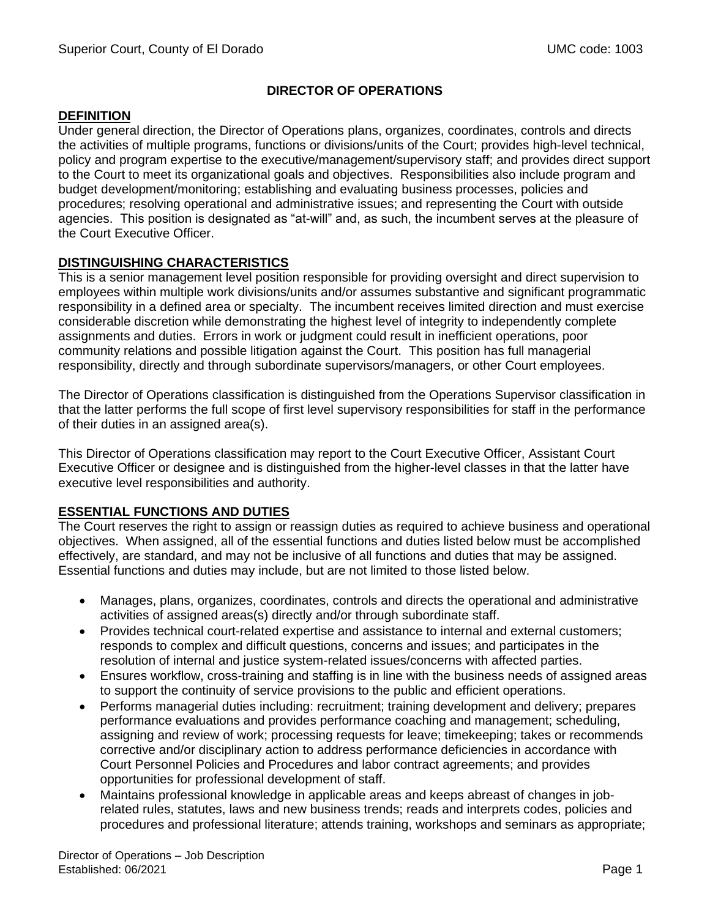# DIRECTOR OF OPERATIONS

## DEFINITION

Under general direction, the Director of Operations plans, organizes, coordinates, controls and directs the activities of multiple programs, functions or divisions/units of the Court; provides high-level technical, policy and program expertise to the executive/management/supervisory staff; and provides direct support to the Court to meet its organizational goals and objectives. Responsibilities also include program and budget development/monitoring; establishing and evaluating business processes, policies and procedures; resolving operational and administrative issues; and representing the Court with outside agencies. This position is designated as "at-will" and, as such, the incumbent serves at the pleasure of the Court Executive Officer.

## DISTINGUISHING CHARACTERISTICS

This is a senior management level position responsible for providing oversight and direct supervision to employees within multiple work divisions/units and/or assumes substantive and significant programmatic responsibility in a defined area or specialty. The incumbent receives limited direction and must exercise considerable discretion while demonstrating the highest level of integrity to independently complete assignments and duties. Errors in work or judgment could result in inefficient operations, poor community relations and possible litigation against the Court. This position has full managerial responsibility, directly and through subordinate supervisors/managers, or other Court employees.

The Director of Operations classification is distinguished from the Operations Supervisor classification in that the latter performs the full scope of first level supervisory responsibilities for staff in the performance of their duties in an assigned area(s).

This Director of Operations classification may report to the Court Executive Officer, Assistant Court Executive Officer or designee and is distinguished from the higher-level classes in that the latter have executive level responsibilities and authority.

## ESSENTIAL FUNCTIONS AND DUTIES

The Court reserves the right to assign or reassign duties as required to achieve business and operational objectives. When assigned, all of the essential functions and duties listed below must be accomplished effectively, are standard, and may not be inclusive of all functions and duties that may be assigned. Essential functions and duties may include, but are not limited to those listed below.

- Manages, plans, organizes, coordinates, controls and directs the operational and administrative activities of assigned areas(s) directly and/or through subordinate staff.
- Provides technical court-related expertise and assistance to internal and external customers; responds to complex and difficult questions, concerns and issues; and participates in the resolution of internal and justice system-related issues/concerns with affected parties.
- Ensures workflow, cross-training and staffing is in line with the business needs of assigned areas to support the continuity of service provisions to the public and efficient operations.
- Performs managerial duties including: recruitment; training development and delivery; prepares performance evaluations and provides performance coaching and management; scheduling, assigning and review of work; processing requests for leave; timekeeping; takes or recommends corrective and/or disciplinary action to address performance deficiencies in accordance with Court Personnel Policies and Procedures and labor contract agreements; and provides opportunities for professional development of staff.
- Maintains professional knowledge in applicable areas and keeps abreast of changes in job-related rules, statutes, laws and new business trends; reads and interprets codes, policies and procedures and professional literature; attends training, workshops and seminars as appropriate;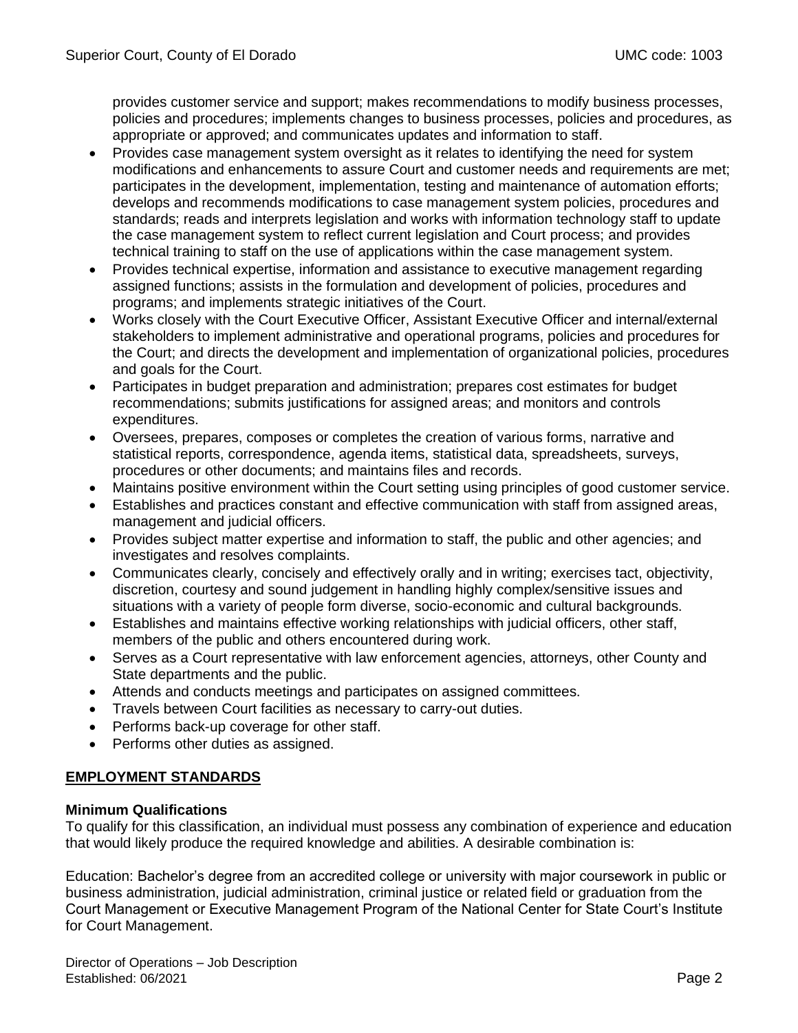provides customer service and support; makes recommendations to modify business processes, policies and procedures; implements changes to business processes, policies and procedures, as appropriate or approved; and communicates updates and information to staff.

- Provides case management system oversight as it relates to identifying the need for system modifications and enhancements to assure Court and customer needs and requirements are met; participates in the development, implementation, testing and maintenance of automation efforts; develops and recommends modifications to case management system policies, procedures and standards; reads and interprets legislation and works with information technology staff to update the case management system to reflect current legislation and Court process; and provides technical training to staff on the use of applications within the case management system.
- Provides technical expertise, information and assistance to executive management regarding assigned functions; assists in the formulation and development of policies, procedures and programs; and implements strategic initiatives of the Court.
- Works closely with the Court Executive Officer, Assistant Executive Officer and internal/external stakeholders to implement administrative and operational programs, policies and procedures for the Court; and directs the development and implementation of organizational policies, procedures and goals for the Court.
- Participates in budget preparation and administration; prepares cost estimates for budget recommendations; submits justifications for assigned areas; and monitors and controls expenditures.
- Oversees, prepares, composes or completes the creation of various forms, narrative and statistical reports, correspondence, agenda items, statistical data, spreadsheets, surveys, procedures or other documents; and maintains files and records.
- Maintains positive environment within the Court setting using principles of good customer service.
- Establishes and practices constant and effective communication with staff from assigned areas, management and judicial officers.
- Provides subject matter expertise and information to staff, the public and other agencies; and investigates and resolves complaints.
- Communicates clearly, concisely and effectively orally and in writing; exercises tact, objectivity, discretion, courtesy and sound judgement in handling highly complex/sensitive issues and situations with a variety of people form diverse, socio-economic and cultural backgrounds.
- Establishes and maintains effective working relationships with judicial officers, other staff, members of the public and others encountered during work.
- Serves as a Court representative with law enforcement agencies, attorneys, other County and State departments and the public.
- Attends and conducts meetings and participates on assigned committees.
- Travels between Court facilities as necessary to carry-out duties.
- Performs back-up coverage for other staff.
- Performs other duties as assigned.

## EMPLOYMENT STANDARDS

### Minimum Qualifications

To qualify for this classification, an individual must possess any combination of experience and education that would likely produce the required knowledge and abilities. A desirable combination is:

Education: Bachelor's degree from an accredited college or university with major coursework in public or business administration, judicial administration, criminal justice or related field or graduation from the Court Management or Executive Management Program of the National Center for State Court's Institute for Court Management.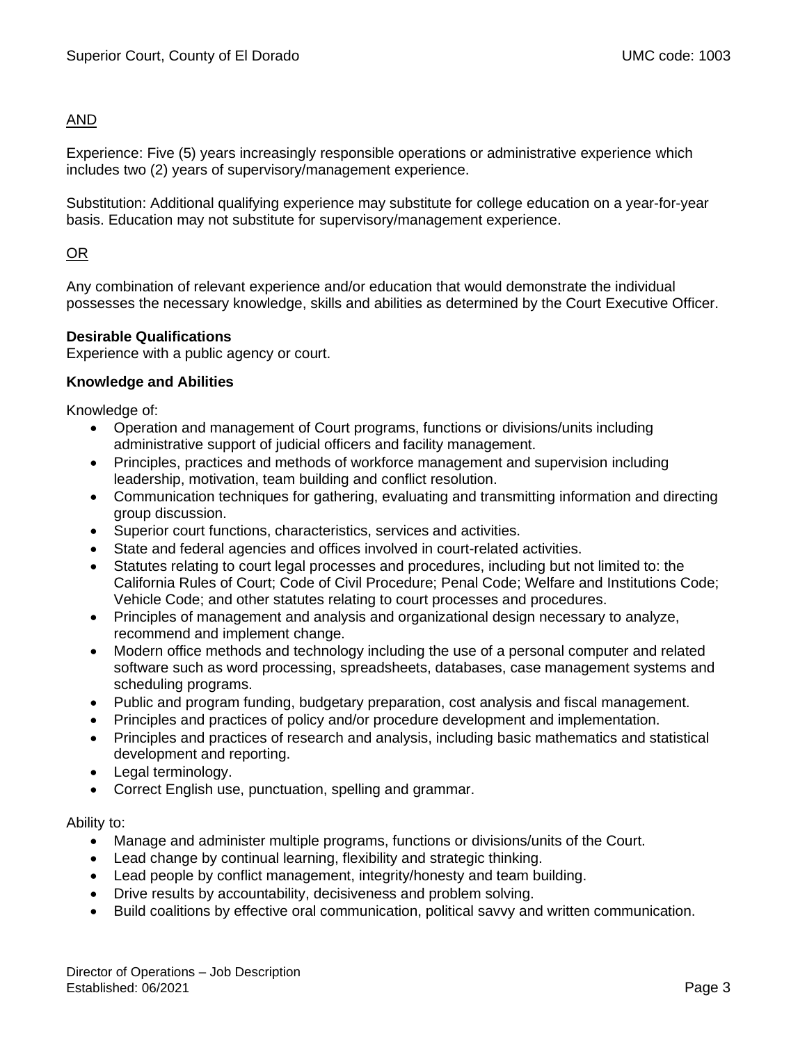AND

Experience: Five (5) years increasingly responsible operations or administrative experience which includes two (2) years of supervisory/management experience.

Substitution: Additional qualifying experience may substitute for college education on a year-for-year basis. Education may not substitute for supervisory/management experience.

OR

Any combination of relevant experience and/or education that would demonstrate the individual possesses the necessary knowledge, skills and abilities as determined by the Court Executive Officer.

**Desirable Qualifications**
Experience with a public agency or court.

**Knowledge and Abilities**

Knowledge of:

- Operation and management of Court programs, functions or divisions/units including administrative support of judicial officers and facility management.
- Principles, practices and methods of workforce management and supervision including leadership, motivation, team building and conflict resolution.
- Communication techniques for gathering, evaluating and transmitting information and directing group discussion.
- Superior court functions, characteristics, services and activities.
- State and federal agencies and offices involved in court-related activities.
- Statutes relating to court legal processes and procedures, including but not limited to: the California Rules of Court; Code of Civil Procedure; Penal Code; Welfare and Institutions Code; Vehicle Code; and other statutes relating to court processes and procedures.
- Principles of management and analysis and organizational design necessary to analyze, recommend and implement change.
- Modern office methods and technology including the use of a personal computer and related software such as word processing, spreadsheets, databases, case management systems and scheduling programs.
- Public and program funding, budgetary preparation, cost analysis and fiscal management.
- Principles and practices of policy and/or procedure development and implementation.
- Principles and practices of research and analysis, including basic mathematics and statistical development and reporting.
- Legal terminology.
- Correct English use, punctuation, spelling and grammar.

Ability to:

- Manage and administer multiple programs, functions or divisions/units of the Court.
- Lead change by continual learning, flexibility and strategic thinking.
- Lead people by conflict management, integrity/honesty and team building.
- Drive results by accountability, decisiveness and problem solving.
- Build coalitions by effective oral communication, political savvy and written communication.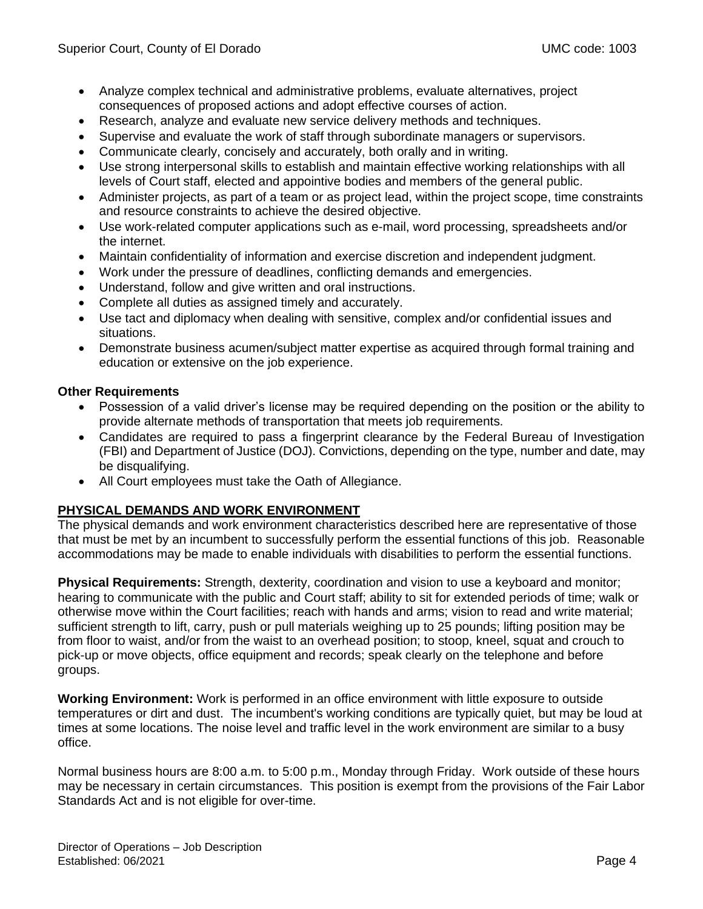- Analyze complex technical and administrative problems, evaluate alternatives, project consequences of proposed actions and adopt effective courses of action.
- Research, analyze and evaluate new service delivery methods and techniques.
- Supervise and evaluate the work of staff through subordinate managers or supervisors.
- Communicate clearly, concisely and accurately, both orally and in writing.
- Use strong interpersonal skills to establish and maintain effective working relationships with all levels of Court staff, elected and appointive bodies and members of the general public.
- Administer projects, as part of a team or as project lead, within the project scope, time constraints and resource constraints to achieve the desired objective.
- Use work-related computer applications such as e-mail, word processing, spreadsheets and/or the internet.
- Maintain confidentiality of information and exercise discretion and independent judgment.
- Work under the pressure of deadlines, conflicting demands and emergencies.
- Understand, follow and give written and oral instructions.
- Complete all duties as assigned timely and accurately.
- Use tact and diplomacy when dealing with sensitive, complex and/or confidential issues and situations.
- Demonstrate business acumen/subject matter expertise as acquired through formal training and education or extensive on the job experience.

**Other Requirements**

- Possession of a valid driver's license may be required depending on the position or the ability to provide alternate methods of transportation that meets job requirements.
- Candidates are required to pass a fingerprint clearance by the Federal Bureau of Investigation (FBI) and Department of Justice (DOJ). Convictions, depending on the type, number and date, may be disqualifying.
- All Court employees must take the Oath of Allegiance.

## PHYSICAL DEMANDS AND WORK ENVIRONMENT

The physical demands and work environment characteristics described here are representative of those that must be met by an incumbent to successfully perform the essential functions of this job. Reasonable accommodations may be made to enable individuals with disabilities to perform the essential functions.

**Physical Requirements:** Strength, dexterity, coordination and vision to use a keyboard and monitor; hearing to communicate with the public and Court staff; ability to sit for extended periods of time; walk or otherwise move within the Court facilities; reach with hands and arms; vision to read and write material; sufficient strength to lift, carry, push or pull materials weighing up to 25 pounds; lifting position may be from floor to waist, and/or from the waist to an overhead position; to stoop, kneel, squat and crouch to pick-up or move objects, office equipment and records; speak clearly on the telephone and before groups.

**Working Environment:** Work is performed in an office environment with little exposure to outside temperatures or dirt and dust. The incumbent's working conditions are typically quiet, but may be loud at times at some locations. The noise level and traffic level in the work environment are similar to a busy office.

Normal business hours are 8:00 a.m. to 5:00 p.m., Monday through Friday. Work outside of these hours may be necessary in certain circumstances. This position is exempt from the provisions of the Fair Labor Standards Act and is not eligible for over-time.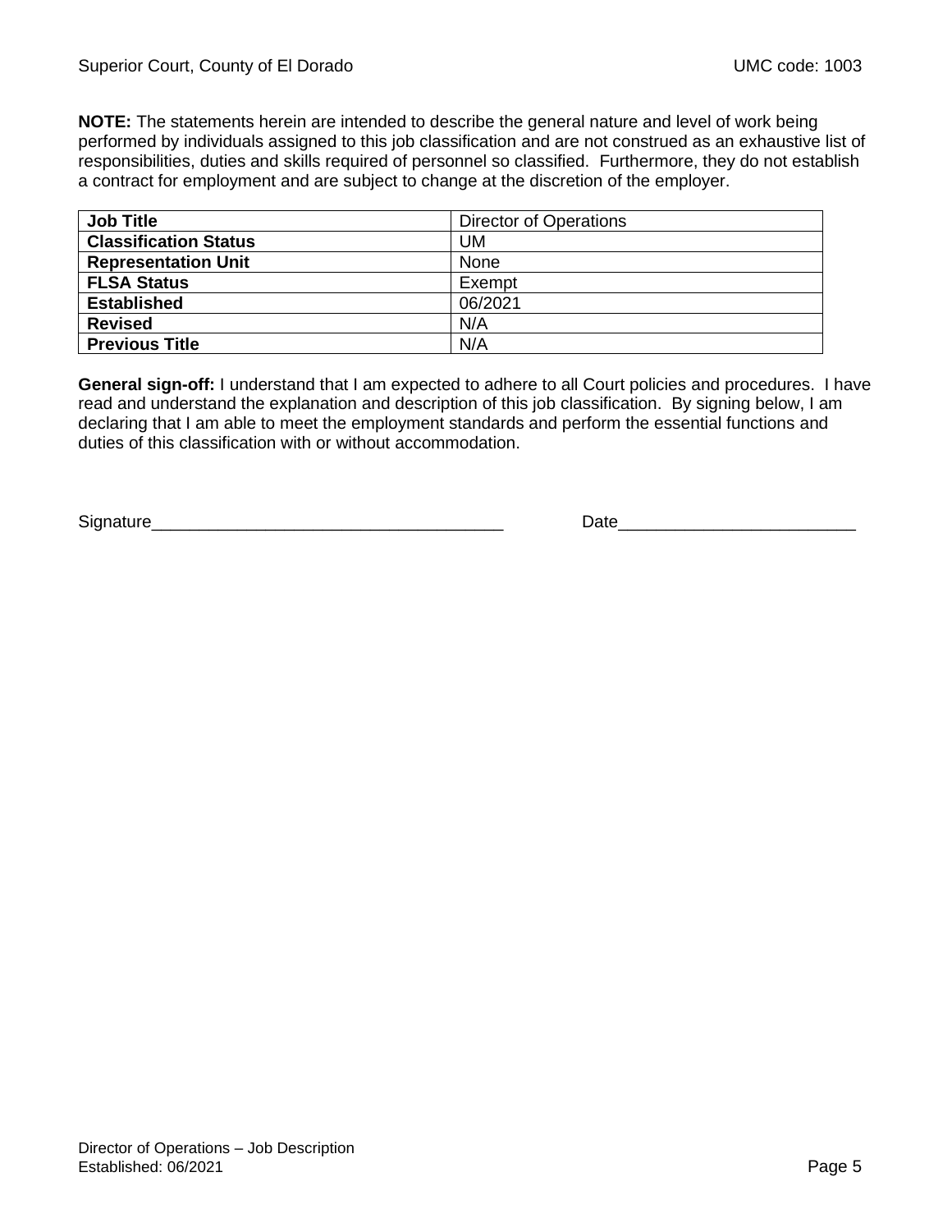**NOTE:** The statements herein are intended to describe the general nature and level of work being performed by individuals assigned to this job classification and are not construed as an exhaustive list of responsibilities, duties and skills required of personnel so classified. Furthermore, they do not establish a contract for employment and are subject to change at the discretion of the employer.

| | |
|---|---|
| **Job Title** | Director of Operations |
| **Classification Status** | UM |
| **Representation Unit** | None |
| **FLSA Status** | Exempt |
| **Established** | 06/2021 |
| **Revised** | N/A |
| **Previous Title** | N/A |

**General sign-off:** I understand that I am expected to adhere to all Court policies and procedures. I have read and understand the explanation and description of this job classification. By signing below, I am declaring that I am able to meet the employment standards and perform the essential functions and duties of this classification with or without accommodation.

Signature_____________________________________ Date_________________________